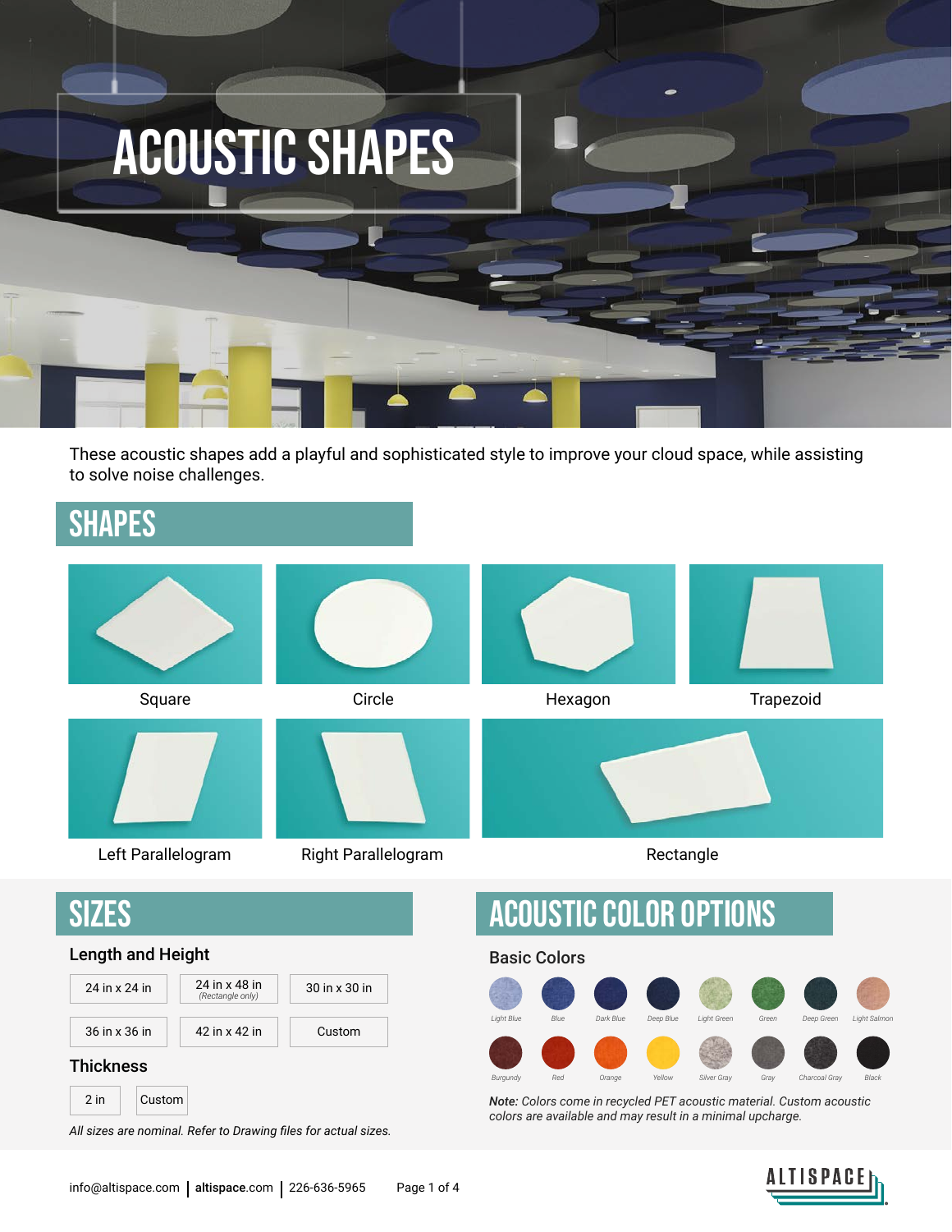# ACOUSTIC SHAPES

These acoustic shapes add a playful and sophisticated style to improve your cloud space, while assisting to solve noise challenges.

## SHAPES

- Square
- Circle
- Hexagon
- Trapezoid
- Left Parallelogram
- Right Parallelogram
- Rectangle

## SIZES

### Length and Height

| | | |
|---|---|---|
| 24 in x 24 in | 24 in x 48 in *(Rectangle only)* | 30 in x 30 in |
| 36 in x 36 in | 42 in x 42 in | Custom |

### Thickness

| | |
|---|---|
| 2 in | Custom |

*All sizes are nominal. Refer to Drawing files for actual sizes.*

## ACOUSTIC COLOR OPTIONS

### Basic Colors

Light Blue, Blue, Dark Blue, Deep Blue, Light Green, Green, Deep Green, Light Salmon, Burgundy, Red, Orange, Yellow, Silver Gray, Gray, Charcoal Gray, Black

***Note:** Colors come in recycled PET acoustic material. Custom acoustic colors are available and may result in a minimal upcharge.*

info@altispace.com | **altispace**.com | 226-636-5965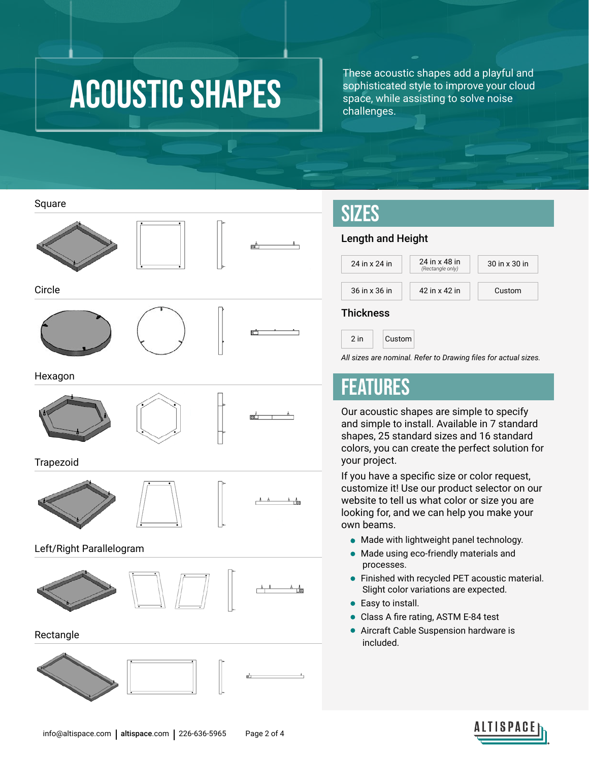# ACOUSTIC SHAPES

These acoustic shapes add a playful and sophisticated style to improve your cloud space, while assisting to solve noise challenges.

Square

Circle

Hexagon

Trapezoid

Left/Right Parallelogram

Rectangle

## SIZES

### Length and Height

| | | |
|---|---|---|
| 24 in x 24 in | 24 in x 48 in *(Rectangle only)* | 30 in x 30 in |
| 36 in x 36 in | 42 in x 42 in | Custom |

### Thickness

| | |
|---|---|
| 2 in | Custom |

*All sizes are nominal. Refer to Drawing files for actual sizes.*

## FEATURES

Our acoustic shapes are simple to specify and simple to install. Available in 7 standard shapes, 25 standard sizes and 16 standard colors, you can create the perfect solution for your project.

If you have a specific size or color request, customize it! Use our product selector on our website to tell us what color or size you are looking for, and we can help you make your own beams.

- Made with lightweight panel technology.
- Made using eco-friendly materials and processes.
- Finished with recycled PET acoustic material. Slight color variations are expected.
- Easy to install.
- Class A fire rating, ASTM E-84 test
- Aircraft Cable Suspension hardware is included.

info@altispace.com | altispace.com | 226-636-5965

ALTISPACE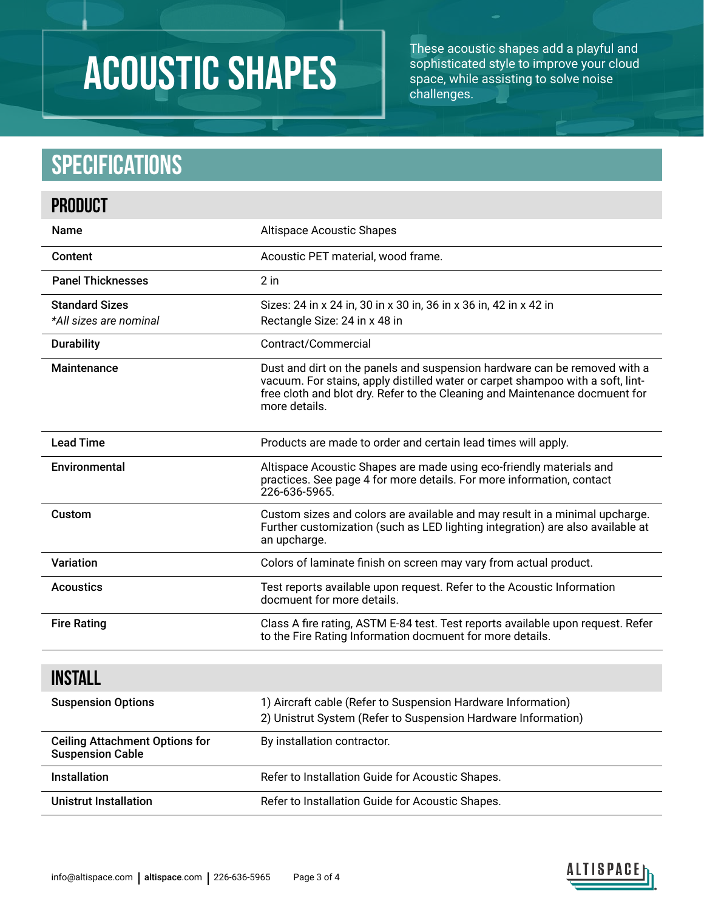# ACOUSTIC SHAPES

These acoustic shapes add a playful and sophisticated style to improve your cloud space, while assisting to solve noise challenges.

## SPECIFICATIONS

### PRODUCT

| | |
|---|---|
| **Name** | Altispace Acoustic Shapes |
| **Content** | Acoustic PET material, wood frame. |
| **Panel Thicknesses** | 2 in |
| **Standard Sizes** *\*All sizes are nominal* | Sizes: 24 in x 24 in, 30 in x 30 in, 36 in x 36 in, 42 in x 42 in<br>Rectangle Size: 24 in x 48 in |
| **Durability** | Contract/Commercial |
| **Maintenance** | Dust and dirt on the panels and suspension hardware can be removed with a vacuum. For stains, apply distilled water or carpet shampoo with a soft, lint-free cloth and blot dry. Refer to the Cleaning and Maintenance docmuent for more details. |
| **Lead Time** | Products are made to order and certain lead times will apply. |
| **Environmental** | Altispace Acoustic Shapes are made using eco-friendly materials and practices. See page 4 for more details. For more information, contact 226-636-5965. |
| **Custom** | Custom sizes and colors are available and may result in a minimal upcharge. Further customization (such as LED lighting integration) are also available at an upcharge. |
| **Variation** | Colors of laminate finish on screen may vary from actual product. |
| **Acoustics** | Test reports available upon request. Refer to the Acoustic Information docmuent for more details. |
| **Fire Rating** | Class A fire rating, ASTM E-84 test. Test reports available upon request. Refer to the Fire Rating Information docmuent for more details. |

### INSTALL

| | |
|---|---|
| **Suspension Options** | 1) Aircraft cable (Refer to Suspension Hardware Information)<br>2) Unistrut System (Refer to Suspension Hardware Information) |
| **Ceiling Attachment Options for Suspension Cable** | By installation contractor. |
| **Installation** | Refer to Installation Guide for Acoustic Shapes. |
| **Unistrut Installation** | Refer to Installation Guide for Acoustic Shapes. |

info@altispace.com | altispace.com | 226-636-5965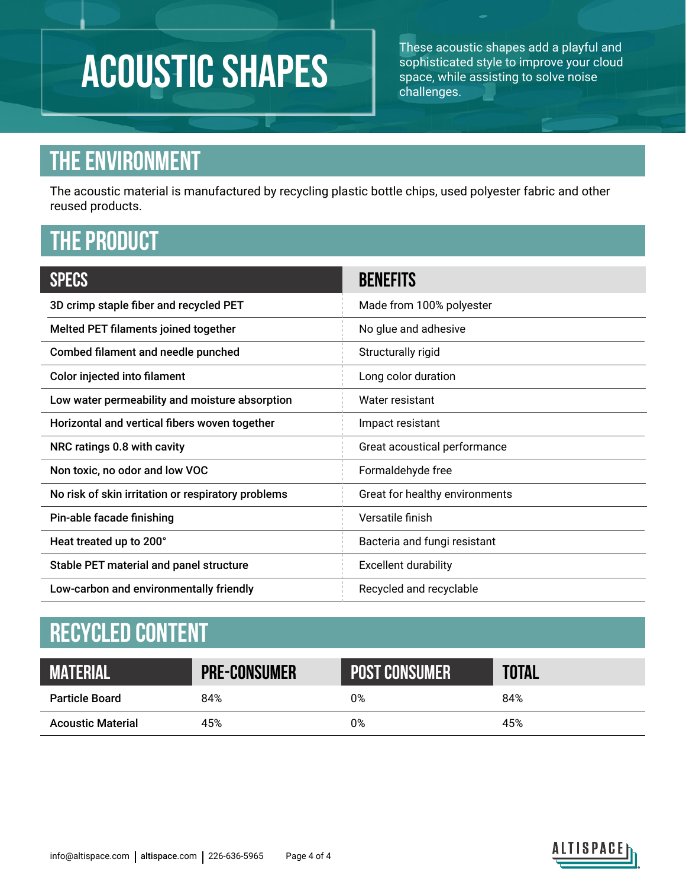# ACOUSTIC SHAPES

These acoustic shapes add a playful and sophisticated style to improve your cloud space, while assisting to solve noise challenges.

## THE ENVIRONMENT

The acoustic material is manufactured by recycling plastic bottle chips, used polyester fabric and other reused products.

## THE PRODUCT

| SPECS | BENEFITS |
|---|---|
| **3D crimp staple fiber and recycled PET** | Made from 100% polyester |
| **Melted PET filaments joined together** | No glue and adhesive |
| **Combed filament and needle punched** | Structurally rigid |
| **Color injected into filament** | Long color duration |
| **Low water permeability and moisture absorption** | Water resistant |
| **Horizontal and vertical fibers woven together** | Impact resistant |
| **NRC ratings 0.8 with cavity** | Great acoustical performance |
| **Non toxic, no odor and low VOC** | Formaldehyde free |
| **No risk of skin irritation or respiratory problems** | Great for healthy environments |
| **Pin-able facade finishing** | Versatile finish |
| **Heat treated up to 200°** | Bacteria and fungi resistant |
| **Stable PET material and panel structure** | Excellent durability |
| **Low-carbon and environmentally friendly** | Recycled and recyclable |

## RECYCLED CONTENT

| MATERIAL | PRE-CONSUMER | POST CONSUMER | TOTAL |
|---|---|---|---|
| **Particle Board** | 84% | 0% | 84% |
| **Acoustic Material** | 45% | 0% | 45% |

info@altispace.com | **altispace**.com | 226-636-5965

ALTISPACE